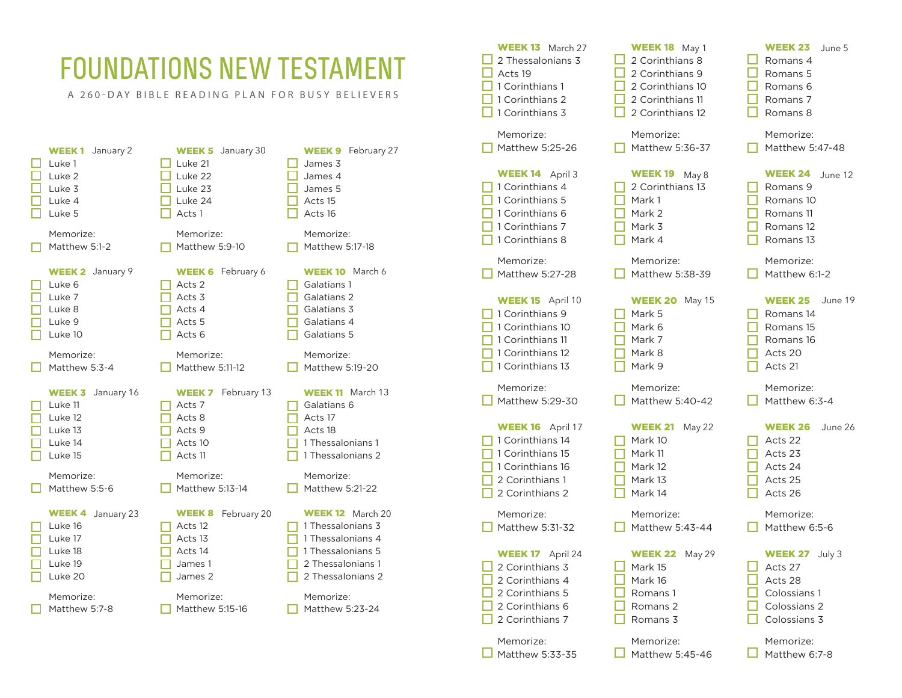# FOUNDATIONS NEW TESTAMENT

A 260-DAY BIBLE READING PLAN FOR BUSY BELIEVERS

**WEEK 1** January 2
- [ ] Luke 1
- [ ] Luke 2
- [ ] Luke 3
- [ ] Luke 4
- [ ] Luke 5

Memorize:
- [ ] Matthew 5:1-2

**WEEK 2** January 9
- [ ] Luke 6
- [ ] Luke 7
- [ ] Luke 8
- [ ] Luke 9
- [ ] Luke 10

Memorize:
- [ ] Matthew 5:3-4

**WEEK 3** January 16
- [ ] Luke 11
- [ ] Luke 12
- [ ] Luke 13
- [ ] Luke 14
- [ ] Luke 15

Memorize:
- [ ] Matthew 5:5-6

**WEEK 4** January 23
- [ ] Luke 16
- [ ] Luke 17
- [ ] Luke 18
- [ ] Luke 19
- [ ] Luke 20

Memorize:
- [ ] Matthew 5:7-8

**WEEK 5** January 30
- [ ] Luke 21
- [ ] Luke 22
- [ ] Luke 23
- [ ] Luke 24
- [ ] Acts 1

Memorize:
- [ ] Matthew 5:9-10

**WEEK 6** February 6
- [ ] Acts 2
- [ ] Acts 3
- [ ] Acts 4
- [ ] Acts 5
- [ ] Acts 6

Memorize:
- [ ] Matthew 5:11-12

**WEEK 7** February 13
- [ ] Acts 7
- [ ] Acts 8
- [ ] Acts 9
- [ ] Acts 10
- [ ] Acts 11

Memorize:
- [ ] Matthew 5:13-14

**WEEK 8** February 20
- [ ] Acts 12
- [ ] Acts 13
- [ ] Acts 14
- [ ] James 1
- [ ] James 2

Memorize:
- [ ] Matthew 5:15-16

**WEEK 9** February 27
- [ ] James 3
- [ ] James 4
- [ ] James 5
- [ ] Acts 15
- [ ] Acts 16

Memorize:
- [ ] Matthew 5:17-18

**WEEK 10** March 6
- [ ] Galatians 1
- [ ] Galatians 2
- [ ] Galatians 3
- [ ] Galatians 4
- [ ] Galatians 5

Memorize:
- [ ] Matthew 5:19-20

**WEEK 11** March 13
- [ ] Galatians 6
- [ ] Acts 17
- [ ] Acts 18
- [ ] 1 Thessalonians 1
- [ ] 1 Thessalonians 2

Memorize:
- [ ] Matthew 5:21-22

**WEEK 12** March 20
- [ ] 1 Thessalonians 3
- [ ] 1 Thessalonians 4
- [ ] 1 Thessalonians 5
- [ ] 2 Thessalonians 1
- [ ] 2 Thessalonians 2

Memorize:
- [ ] Matthew 5:23-24

**WEEK 13** March 27
- [ ] 2 Thessalonians 3
- [ ] Acts 19
- [ ] 1 Corinthians 1
- [ ] 1 Corinthians 2
- [ ] 1 Corinthians 3

Memorize:
- [ ] Matthew 5:25-26

**WEEK 14** April 3
- [ ] 1 Corinthians 4
- [ ] 1 Corinthians 5
- [ ] 1 Corinthians 6
- [ ] 1 Corinthians 7
- [ ] 1 Corinthians 8

Memorize:
- [ ] Matthew 5:27-28

**WEEK 15** April 10
- [ ] 1 Corinthians 9
- [ ] 1 Corinthians 10
- [ ] 1 Corinthians 11
- [ ] 1 Corinthians 12
- [ ] 1 Corinthians 13

Memorize:
- [ ] Matthew 5:29-30

**WEEK 16** April 17
- [ ] 1 Corinthians 14
- [ ] 1 Corinthians 15
- [ ] 1 Corinthians 16
- [ ] 2 Corinthians 1
- [ ] 2 Corinthians 2

Memorize:
- [ ] Matthew 5:31-32

**WEEK 17** April 24
- [ ] 2 Corinthians 3
- [ ] 2 Corinthians 4
- [ ] 2 Corinthians 5
- [ ] 2 Corinthians 6
- [ ] 2 Corinthians 7

Memorize:
- [ ] Matthew 5:33-35

**WEEK 18** May 1
- [ ] 2 Corinthians 8
- [ ] 2 Corinthians 9
- [ ] 2 Corinthians 10
- [ ] 2 Corinthians 11
- [ ] 2 Corinthians 12

Memorize:
- [ ] Matthew 5:36-37

**WEEK 19** May 8
- [ ] 2 Corinthians 13
- [ ] Mark 1
- [ ] Mark 2
- [ ] Mark 3
- [ ] Mark 4

Memorize:
- [ ] Matthew 5:38-39

**WEEK 20** May 15
- [ ] Mark 5
- [ ] Mark 6
- [ ] Mark 7
- [ ] Mark 8
- [ ] Mark 9

Memorize:
- [ ] Matthew 5:40-42

**WEEK 21** May 22
- [ ] Mark 10
- [ ] Mark 11
- [ ] Mark 12
- [ ] Mark 13
- [ ] Mark 14

Memorize:
- [ ] Matthew 5:43-44

**WEEK 22** May 29
- [ ] Mark 15
- [ ] Mark 16
- [ ] Romans 1
- [ ] Romans 2
- [ ] Romans 3

Memorize:
- [ ] Matthew 5:45-46

**WEEK 23** June 5
- [ ] Romans 4
- [ ] Romans 5
- [ ] Romans 6
- [ ] Romans 7
- [ ] Romans 8

Memorize:
- [ ] Matthew 5:47-48

**WEEK 24** June 12
- [ ] Romans 9
- [ ] Romans 10
- [ ] Romans 11
- [ ] Romans 12
- [ ] Romans 13

Memorize:
- [ ] Matthew 6:1-2

**WEEK 25** June 19
- [ ] Romans 14
- [ ] Romans 15
- [ ] Romans 16
- [ ] Acts 20
- [ ] Acts 21

Memorize:
- [ ] Matthew 6:3-4

**WEEK 26** June 26
- [ ] Acts 22
- [ ] Acts 23
- [ ] Acts 24
- [ ] Acts 25
- [ ] Acts 26

Memorize:
- [ ] Matthew 6:5-6

**WEEK 27** July 3
- [ ] Acts 27
- [ ] Acts 28
- [ ] Colossians 1
- [ ] Colossians 2
- [ ] Colossians 3

Memorize:
- [ ] Matthew 6:7-8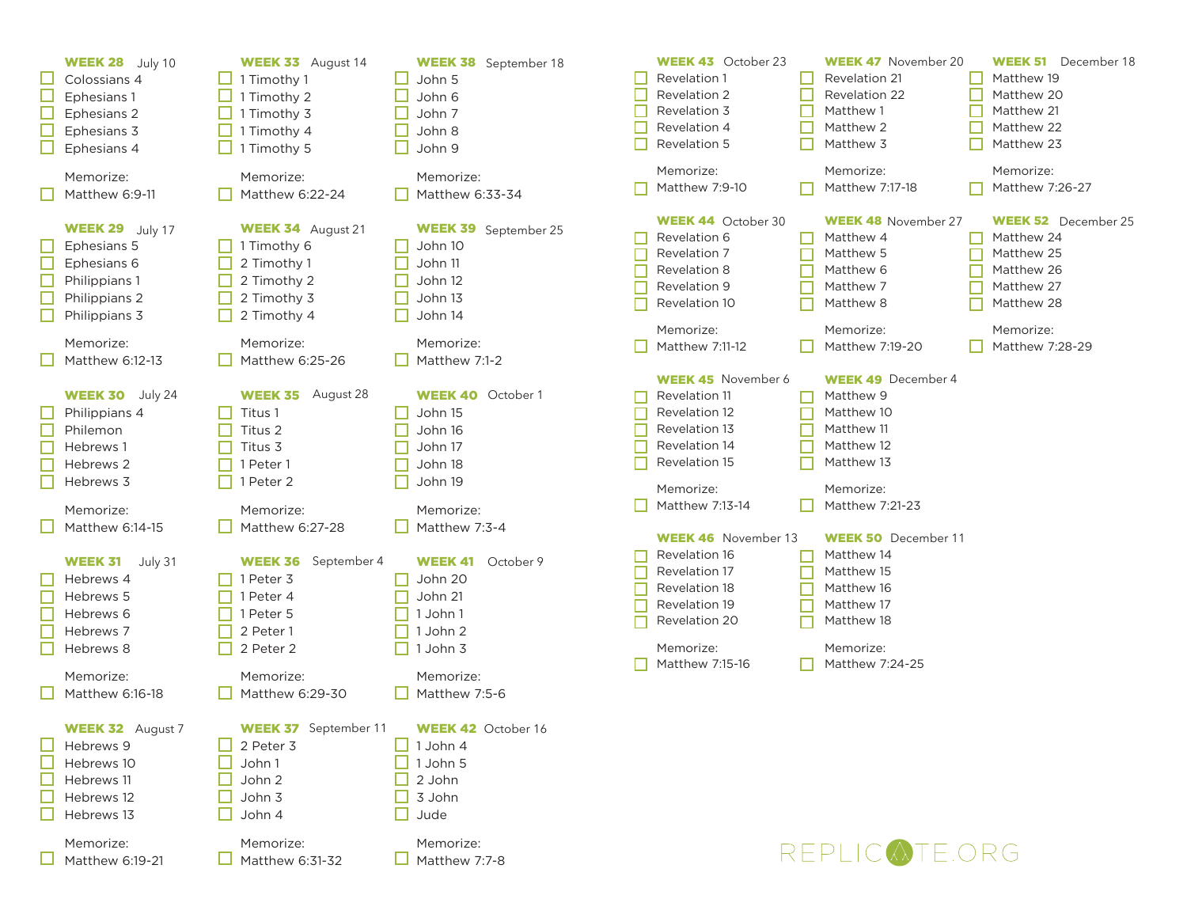**WEEK 28** July 10

- [ ] Colossians 4
- [ ] Ephesians 1
- [ ] Ephesians 2
- [ ] Ephesians 3
- [ ] Ephesians 4

Memorize:

- [ ] Matthew 6:9-11

**WEEK 29** July 17

- [ ] Ephesians 5
- [ ] Ephesians 6
- [ ] Philippians 1
- [ ] Philippians 2
- [ ] Philippians 3

Memorize:

- [ ] Matthew 6:12-13

**WEEK 30** July 24

- [ ] Philippians 4
- [ ] Philemon
- [ ] Hebrews 1
- [ ] Hebrews 2
- [ ] Hebrews 3

Memorize:

- [ ] Matthew 6:14-15

**WEEK 31** July 31

- [ ] Hebrews 4
- [ ] Hebrews 5
- [ ] Hebrews 6
- [ ] Hebrews 7
- [ ] Hebrews 8

Memorize:

- [ ] Matthew 6:16-18

**WEEK 32** August 7

- [ ] Hebrews 9
- [ ] Hebrews 10
- [ ] Hebrews 11
- [ ] Hebrews 12
- [ ] Hebrews 13

Memorize:

- [ ] Matthew 6:19-21

**WEEK 33** August 14

- [ ] 1 Timothy 1
- [ ] 1 Timothy 2
- [ ] 1 Timothy 3
- [ ] 1 Timothy 4
- [ ] 1 Timothy 5

Memorize:

- [ ] Matthew 6:22-24

**WEEK 34** August 21

- [ ] 1 Timothy 6
- [ ] 2 Timothy 1
- [ ] 2 Timothy 2
- [ ] 2 Timothy 3
- [ ] 2 Timothy 4

Memorize:

- [ ] Matthew 6:25-26

**WEEK 35** August 28

- [ ] Titus 1
- [ ] Titus 2
- [ ] Titus 3
- [ ] 1 Peter 1
- [ ] 1 Peter 2

Memorize:

- [ ] Matthew 6:27-28

**WEEK 36** September 4

- [ ] 1 Peter 3
- [ ] 1 Peter 4
- [ ] 1 Peter 5
- [ ] 2 Peter 1
- [ ] 2 Peter 2

Memorize:

- [ ] Matthew 6:29-30

**WEEK 37** September 11

- [ ] 2 Peter 3
- [ ] John 1
- [ ] John 2
- [ ] John 3
- [ ] John 4

Memorize:

- [ ] Matthew 6:31-32

**WEEK 38** September 18

- [ ] John 5
- [ ] John 6
- [ ] John 7
- [ ] John 8
- [ ] John 9

Memorize:

- [ ] Matthew 6:33-34

**WEEK 39** September 25

- [ ] John 10
- [ ] John 11
- [ ] John 12
- [ ] John 13
- [ ] John 14

Memorize:

- [ ] Matthew 7:1-2

**WEEK 40** October 1

- [ ] John 15
- [ ] John 16
- [ ] John 17
- [ ] John 18
- [ ] John 19

Memorize:

- [ ] Matthew 7:3-4

**WEEK 41** October 9

- [ ] John 20
- [ ] John 21
- [ ] 1 John 1
- [ ] 1 John 2
- [ ] 1 John 3

Memorize:

- [ ] Matthew 7:5-6

**WEEK 42** October 16

- [ ] 1 John 4
- [ ] 1 John 5
- [ ] 2 John
- [ ] 3 John
- [ ] Jude

Memorize:

- [ ] Matthew 7:7-8

**WEEK 43** October 23

- [ ] Revelation 1
- [ ] Revelation 2
- [ ] Revelation 3
- [ ] Revelation 4
- [ ] Revelation 5

Memorize:

- [ ] Matthew 7:9-10

**WEEK 44** October 30

- [ ] Revelation 6
- [ ] Revelation 7
- [ ] Revelation 8
- [ ] Revelation 9
- [ ] Revelation 10

Memorize:

- [ ] Matthew 7:11-12

**WEEK 45** November 6

- [ ] Revelation 11
- [ ] Revelation 12
- [ ] Revelation 13
- [ ] Revelation 14
- [ ] Revelation 15

Memorize:

- [ ] Matthew 7:13-14

**WEEK 46** November 13

- [ ] Revelation 16
- [ ] Revelation 17
- [ ] Revelation 18
- [ ] Revelation 19
- [ ] Revelation 20

Memorize:

- [ ] Matthew 7:15-16

**WEEK 47** November 20

- [ ] Revelation 21
- [ ] Revelation 22
- [ ] Matthew 1
- [ ] Matthew 2
- [ ] Matthew 3

Memorize:

- [ ] Matthew 7:17-18

**WEEK 48** November 27

- [ ] Matthew 4
- [ ] Matthew 5
- [ ] Matthew 6
- [ ] Matthew 7
- [ ] Matthew 8

Memorize:

- [ ] Matthew 7:19-20

**WEEK 49** December 4

- [ ] Matthew 9
- [ ] Matthew 10
- [ ] Matthew 11
- [ ] Matthew 12
- [ ] Matthew 13

Memorize:

- [ ] Matthew 7:21-23

**WEEK 50** December 11

- [ ] Matthew 14
- [ ] Matthew 15
- [ ] Matthew 16
- [ ] Matthew 17
- [ ] Matthew 18

Memorize:

- [ ] Matthew 7:24-25

**WEEK 51** December 18

- [ ] Matthew 19
- [ ] Matthew 20
- [ ] Matthew 21
- [ ] Matthew 22
- [ ] Matthew 23

Memorize:

- [ ] Matthew 7:26-27

**WEEK 52** December 25

- [ ] Matthew 24
- [ ] Matthew 25
- [ ] Matthew 26
- [ ] Matthew 27
- [ ] Matthew 28

Memorize:

- [ ] Matthew 7:28-29

REPLICATE.ORG